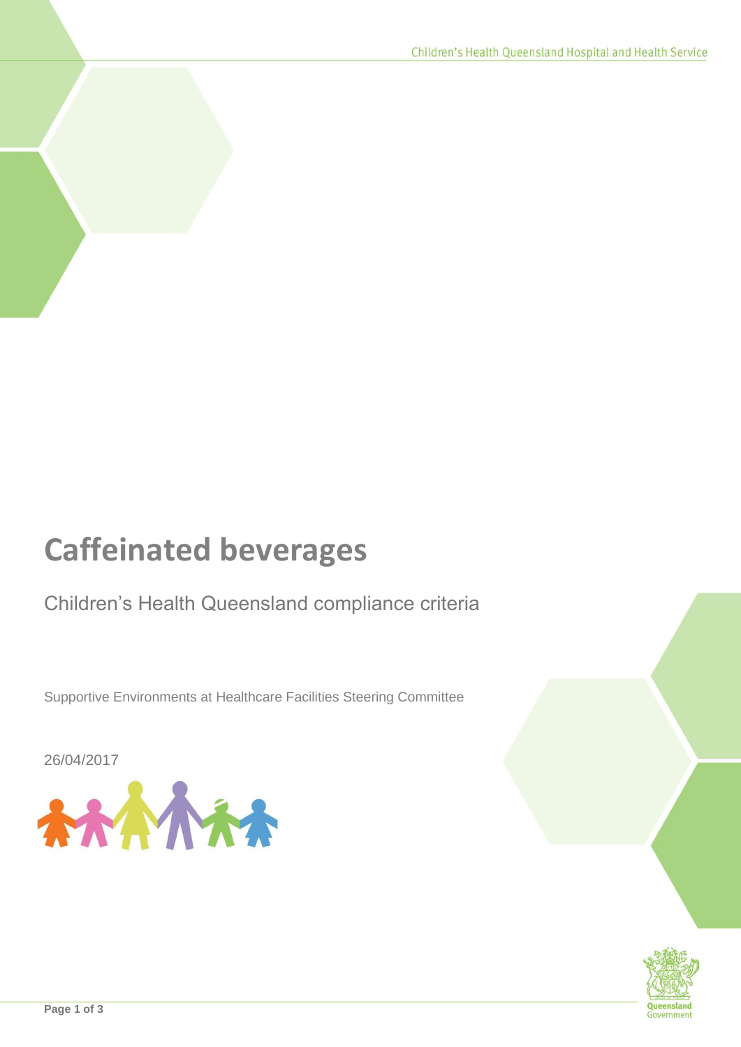# Caffeinated beverages

Children's Health Queensland compliance criteria

Supportive Environments at Healthcare Facilities Steering Committee

26/04/2017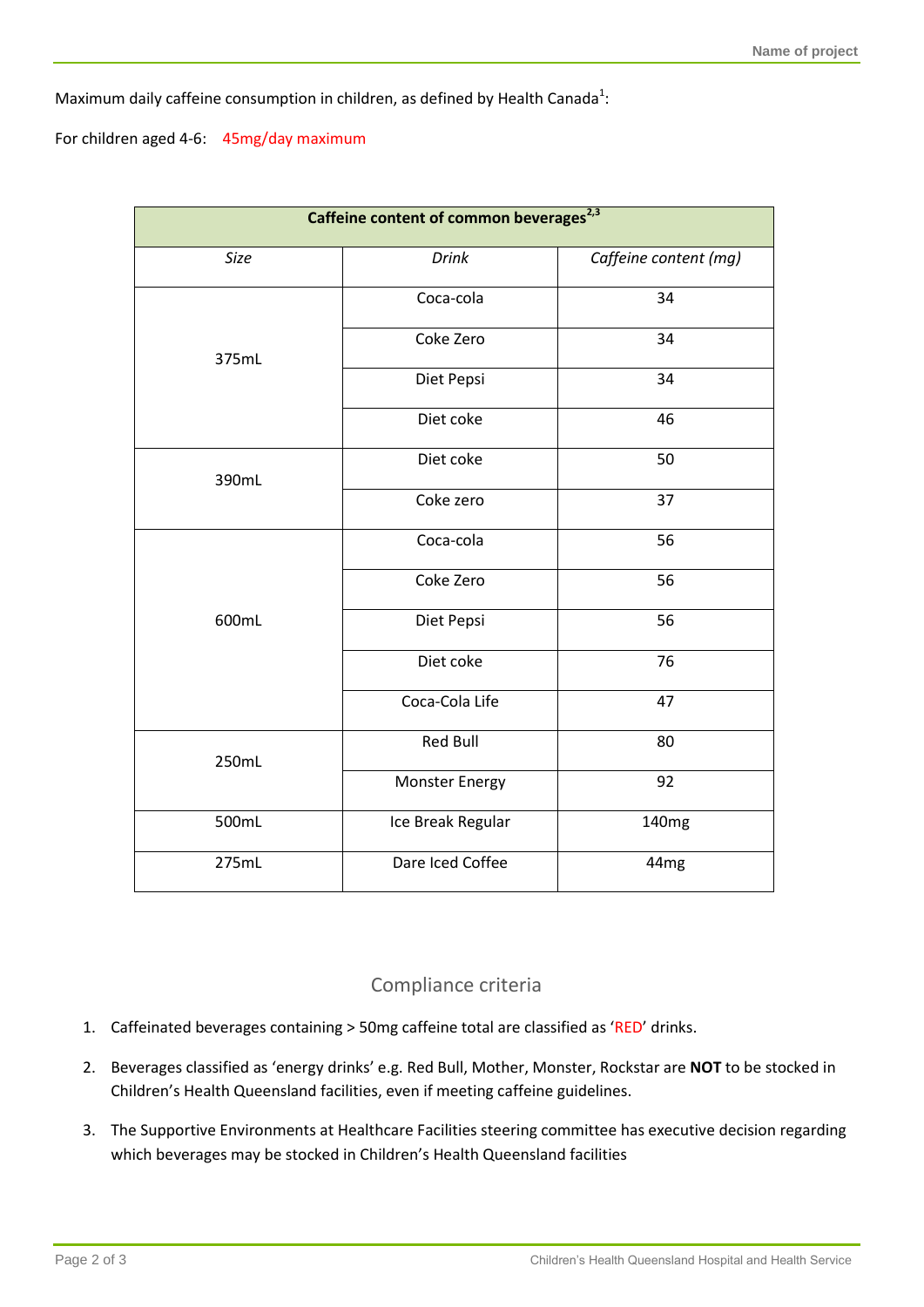Maximum daily caffeine consumption in children, as defined by Health Canada[1]:

For children aged 4-6: 45mg/day maximum

| Caffeine content of common beverages[2,3] | | |
|---|---|---|
| *Size* | *Drink* | *Caffeine content (mg)* |
| 375mL | Coca-cola | 34 |
| | Coke Zero | 34 |
| | Diet Pepsi | 34 |
| | Diet coke | 46 |
| 390mL | Diet coke | 50 |
| | Coke zero | 37 |
| 600mL | Coca-cola | 56 |
| | Coke Zero | 56 |
| | Diet Pepsi | 56 |
| | Diet coke | 76 |
| | Coca-Cola Life | 47 |
| 250mL | Red Bull | 80 |
| | Monster Energy | 92 |
| 500mL | Ice Break Regular | 140mg |
| 275mL | Dare Iced Coffee | 44mg |

## Compliance criteria

1. Caffeinated beverages containing > 50mg caffeine total are classified as 'RED' drinks.
2. Beverages classified as 'energy drinks' e.g. Red Bull, Mother, Monster, Rockstar are **NOT** to be stocked in Children's Health Queensland facilities, even if meeting caffeine guidelines.
3. The Supportive Environments at Healthcare Facilities steering committee has executive decision regarding which beverages may be stocked in Children's Health Queensland facilities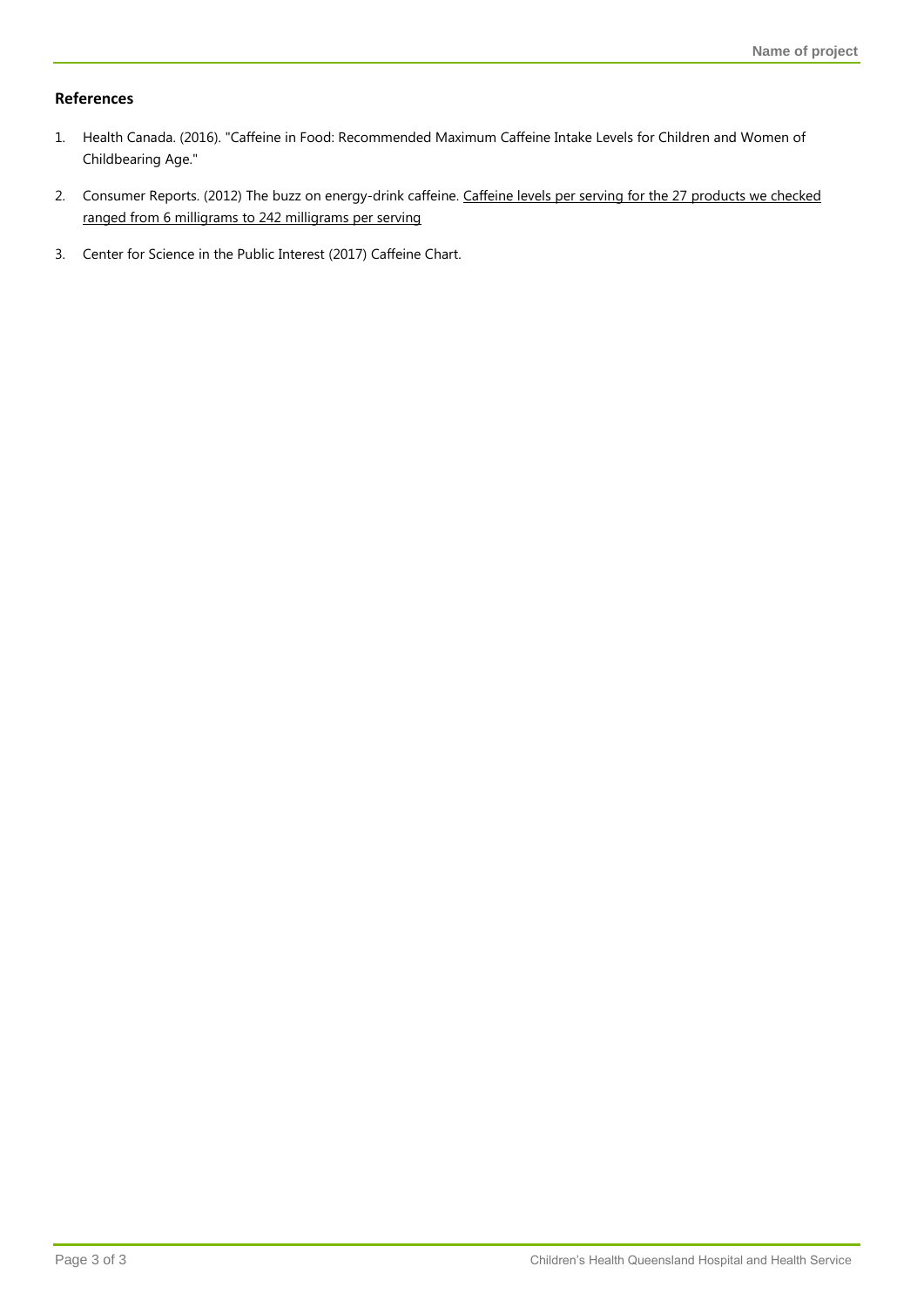## References

1. Health Canada. (2016). "Caffeine in Food: Recommended Maximum Caffeine Intake Levels for Children and Women of Childbearing Age."
2. Consumer Reports. (2012) The buzz on energy-drink caffeine. Caffeine levels per serving for the 27 products we checked ranged from 6 milligrams to 242 milligrams per serving
3. Center for Science in the Public Interest (2017) Caffeine Chart.